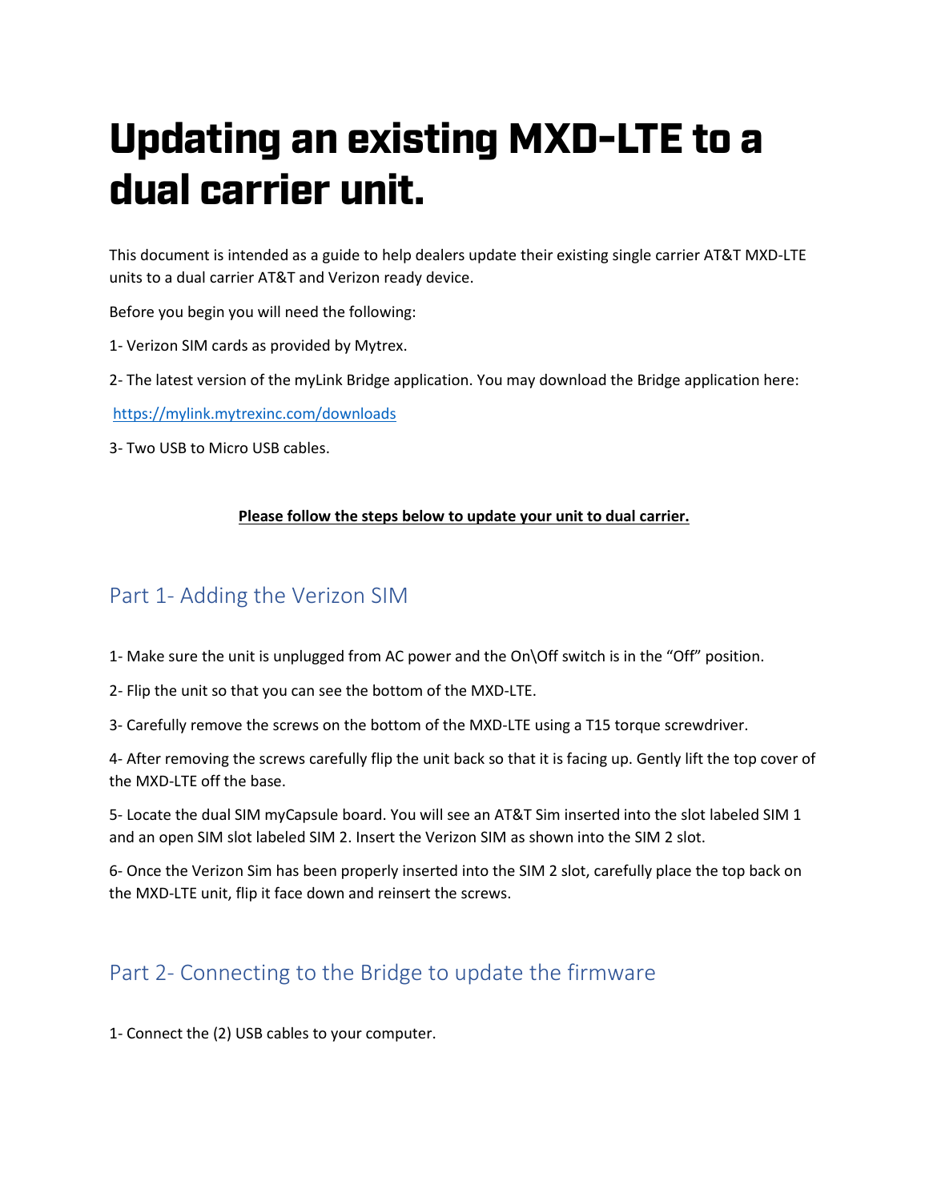# Updating an existing MXD-LTE to a dual carrier unit.

This document is intended as a guide to help dealers update their existing single carrier AT&T MXD-LTE units to a dual carrier AT&T and Verizon ready device.

Before you begin you will need the following:

1- Verizon SIM cards as provided by Mytrex.

2- The latest version of the myLink Bridge application. You may download the Bridge application here:

https://mylink.mytrexinc.com/downloads

3- Two USB to Micro USB cables.

**Please follow the steps below to update your unit to dual carrier.**

## Part 1- Adding the Verizon SIM

1- Make sure the unit is unplugged from AC power and the On\Off switch is in the "Off" position.

2- Flip the unit so that you can see the bottom of the MXD-LTE.

3- Carefully remove the screws on the bottom of the MXD-LTE using a T15 torque screwdriver.

4- After removing the screws carefully flip the unit back so that it is facing up. Gently lift the top cover of the MXD-LTE off the base.

5- Locate the dual SIM myCapsule board. You will see an AT&T Sim inserted into the slot labeled SIM 1 and an open SIM slot labeled SIM 2. Insert the Verizon SIM as shown into the SIM 2 slot.

6- Once the Verizon Sim has been properly inserted into the SIM 2 slot, carefully place the top back on the MXD-LTE unit, flip it face down and reinsert the screws.

## Part 2- Connecting to the Bridge to update the firmware

1- Connect the (2) USB cables to your computer.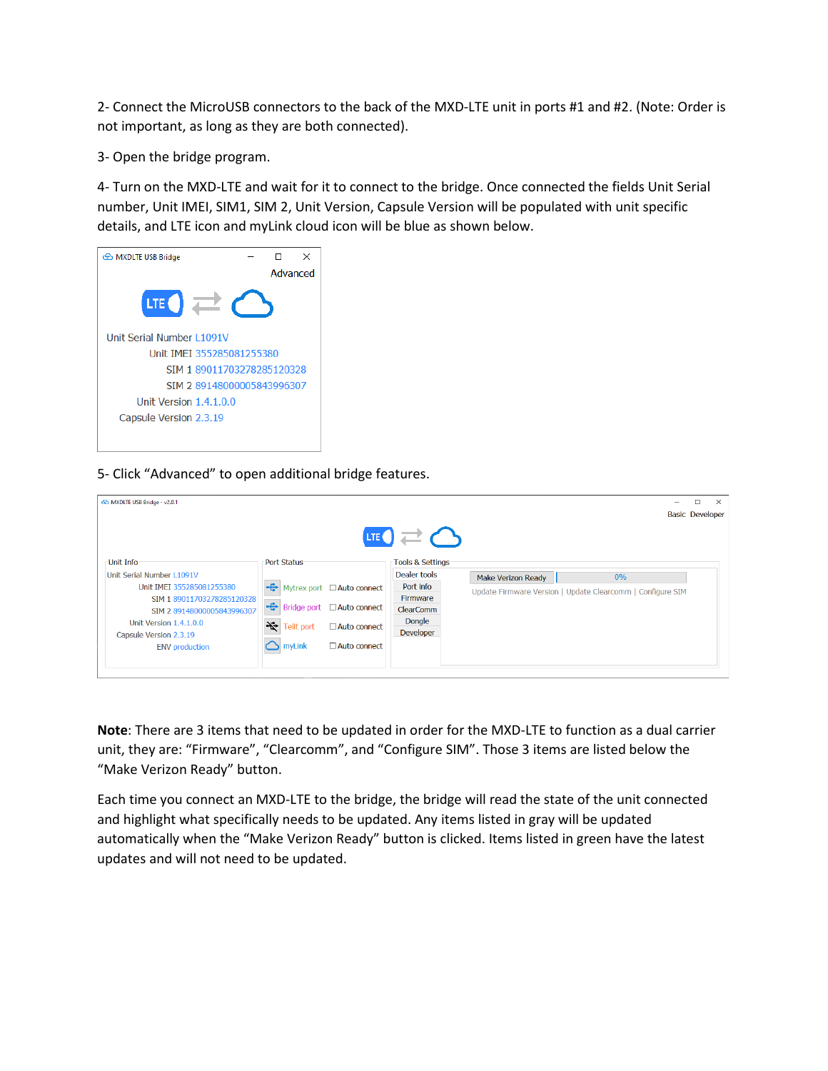2- Connect the MicroUSB connectors to the back of the MXD-LTE unit in ports #1 and #2. (Note: Order is not important, as long as they are both connected).

3- Open the bridge program.

4- Turn on the MXD-LTE and wait for it to connect to the bridge. Once connected the fields Unit Serial number, Unit IMEI, SIM1, SIM 2, Unit Version, Capsule Version will be populated with unit specific details, and LTE icon and myLink cloud icon will be blue as shown below.

5- Click "Advanced" to open additional bridge features.

**Note**: There are 3 items that need to be updated in order for the MXD-LTE to function as a dual carrier unit, they are: "Firmware", "Clearcomm", and "Configure SIM". Those 3 items are listed below the "Make Verizon Ready" button.

Each time you connect an MXD-LTE to the bridge, the bridge will read the state of the unit connected and highlight what specifically needs to be updated. Any items listed in gray will be updated automatically when the "Make Verizon Ready" button is clicked. Items listed in green have the latest updates and will not need to be updated.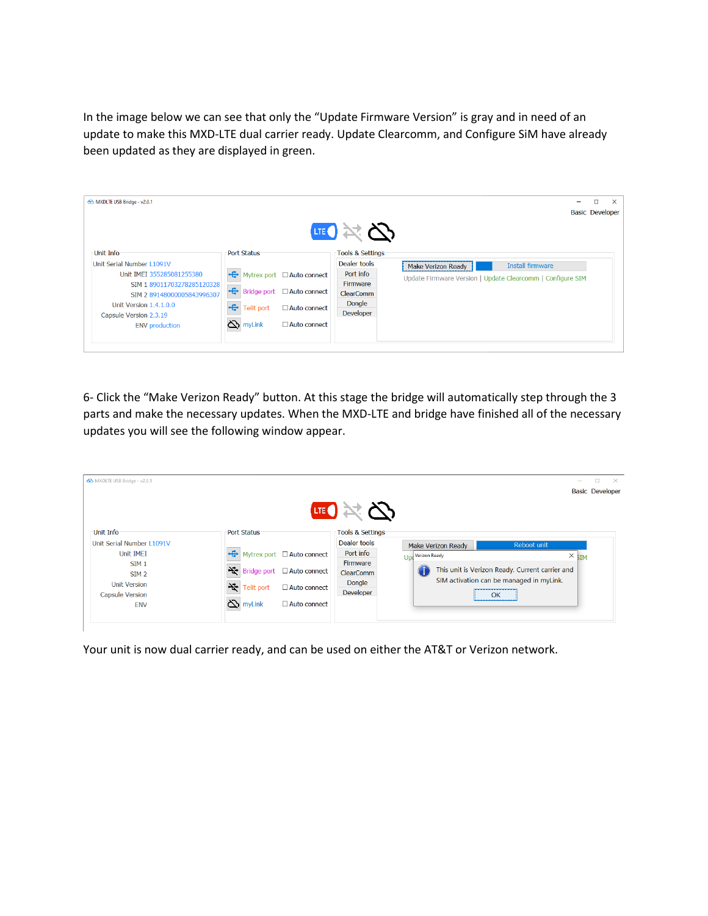In the image below we can see that only the “Update Firmware Version” is gray and in need of an update to make this MXD-LTE dual carrier ready. Update Clearcomm, and Configure SiM have already been updated as they are displayed in green.

6- Click the “Make Verizon Ready” button. At this stage the bridge will automatically step through the 3 parts and make the necessary updates. When the MXD-LTE and bridge have finished all of the necessary updates you will see the following window appear.

Your unit is now dual carrier ready, and can be used on either the AT&T or Verizon network.